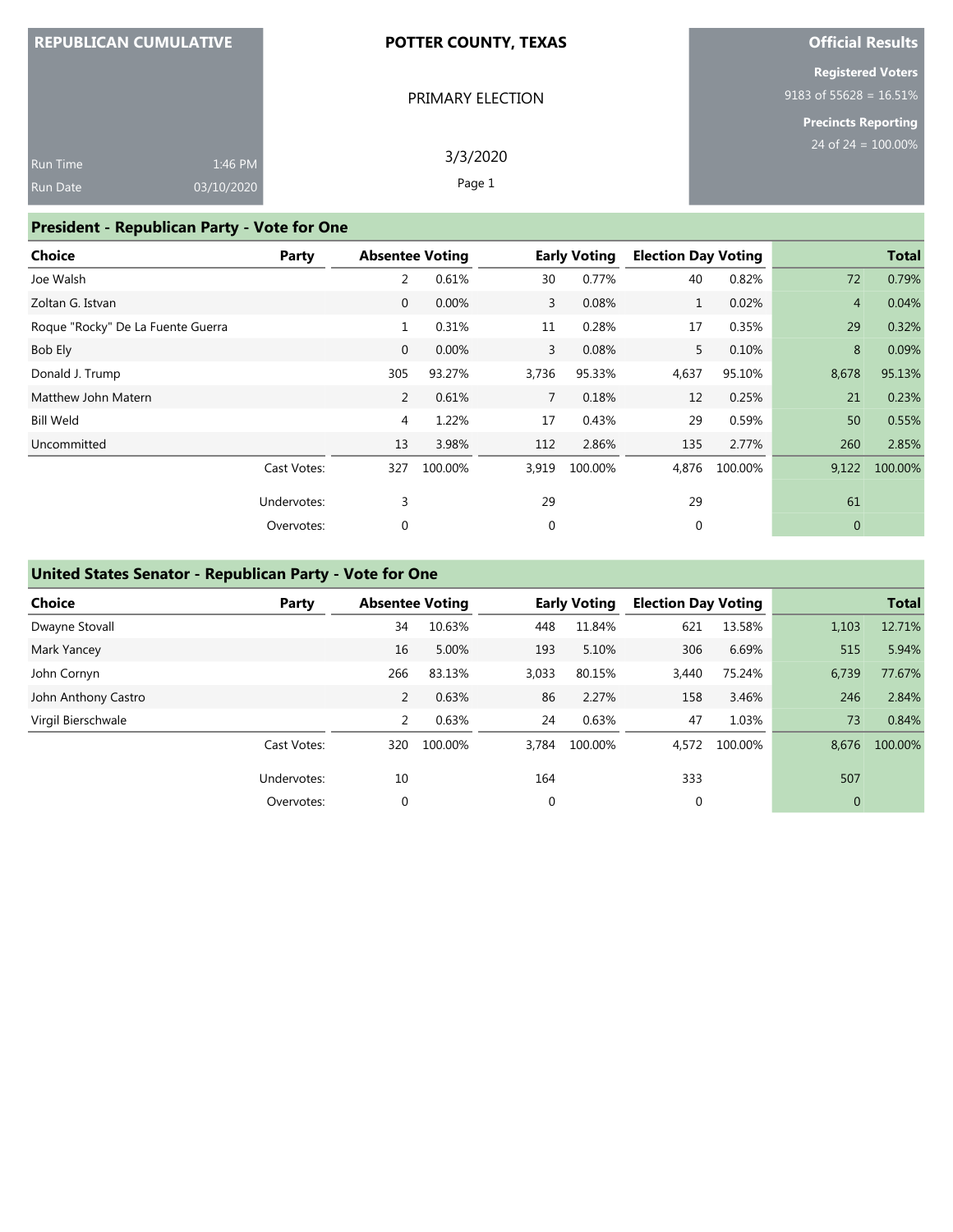**REPUBLICAN CUMULATIVE**

Run Time 1:46 PM
Run Date 03/10/2020

**POTTER COUNTY, TEXAS**

PRIMARY ELECTION

3/3/2020

**Official Results**

**Registered Voters**
9183 of 55628 = 16.51%

**Precincts Reporting**
24 of 24 = 100.00%

## President - Republican Party - Vote for One

| Choice | Party | Absentee Voting | | Early Voting | | Election Day Voting | | Total | |
|---|---|---|---|---|---|---|---|---|---|
| Joe Walsh | | 2 | 0.61% | 30 | 0.77% | 40 | 0.82% | 72 | 0.79% |
| Zoltan G. Istvan | | 0 | 0.00% | 3 | 0.08% | 1 | 0.02% | 4 | 0.04% |
| Roque "Rocky" De La Fuente Guerra | | 1 | 0.31% | 11 | 0.28% | 17 | 0.35% | 29 | 0.32% |
| Bob Ely | | 0 | 0.00% | 3 | 0.08% | 5 | 0.10% | 8 | 0.09% |
| Donald J. Trump | | 305 | 93.27% | 3,736 | 95.33% | 4,637 | 95.10% | 8,678 | 95.13% |
| Matthew John Matern | | 2 | 0.61% | 7 | 0.18% | 12 | 0.25% | 21 | 0.23% |
| Bill Weld | | 4 | 1.22% | 17 | 0.43% | 29 | 0.59% | 50 | 0.55% |
| Uncommitted | | 13 | 3.98% | 112 | 2.86% | 135 | 2.77% | 260 | 2.85% |
| | Cast Votes: | 327 | 100.00% | 3,919 | 100.00% | 4,876 | 100.00% | 9,122 | 100.00% |
| | Undervotes: | 3 | | 29 | | 29 | | 61 | |
| | Overvotes: | 0 | | 0 | | 0 | | 0 | |

## United States Senator - Republican Party - Vote for One

| Choice | Party | Absentee Voting | | Early Voting | | Election Day Voting | | Total | |
|---|---|---|---|---|---|---|---|---|---|
| Dwayne Stovall | | 34 | 10.63% | 448 | 11.84% | 621 | 13.58% | 1,103 | 12.71% |
| Mark Yancey | | 16 | 5.00% | 193 | 5.10% | 306 | 6.69% | 515 | 5.94% |
| John Cornyn | | 266 | 83.13% | 3,033 | 80.15% | 3,440 | 75.24% | 6,739 | 77.67% |
| John Anthony Castro | | 2 | 0.63% | 86 | 2.27% | 158 | 3.46% | 246 | 2.84% |
| Virgil Bierschwale | | 2 | 0.63% | 24 | 0.63% | 47 | 1.03% | 73 | 0.84% |
| | Cast Votes: | 320 | 100.00% | 3,784 | 100.00% | 4,572 | 100.00% | 8,676 | 100.00% |
| | Undervotes: | 10 | | 164 | | 333 | | 507 | |
| | Overvotes: | 0 | | 0 | | 0 | | 0 | |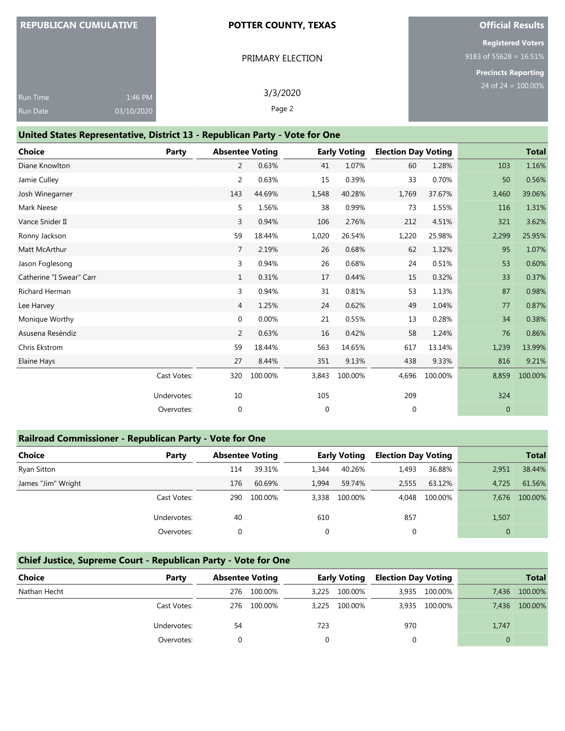| REPUBLICAN CUMULATIVE | POTTER COUNTY, TEXAS | Official Results |
|---|---|---|
| Run Time 1:46 PM | PRIMARY ELECTION | Registered Voters 9183 of 55628 = 16.51% |
| Run Date 03/10/2020 | 3/3/2020 | Precincts Reporting 24 of 24 = 100.00% |

## United States Representative, District 13 - Republican Party - Vote for One

| Choice | Party | Absentee Voting | | Early Voting | | Election Day Voting | | Total | |
|---|---|---|---|---|---|---|---|---|---|
| Diane Knowlton | | 2 | 0.63% | 41 | 1.07% | 60 | 1.28% | 103 | 1.16% |
| Jamie Culley | | 2 | 0.63% | 15 | 0.39% | 33 | 0.70% | 50 | 0.56% |
| Josh Winegarner | | 143 | 44.69% | 1,548 | 40.28% | 1,769 | 37.67% | 3,460 | 39.06% |
| Mark Neese | | 5 | 1.56% | 38 | 0.99% | 73 | 1.55% | 116 | 1.31% |
| Vance Snider II | | 3 | 0.94% | 106 | 2.76% | 212 | 4.51% | 321 | 3.62% |
| Ronny Jackson | | 59 | 18.44% | 1,020 | 26.54% | 1,220 | 25.98% | 2,299 | 25.95% |
| Matt McArthur | | 7 | 2.19% | 26 | 0.68% | 62 | 1.32% | 95 | 1.07% |
| Jason Foglesong | | 3 | 0.94% | 26 | 0.68% | 24 | 0.51% | 53 | 0.60% |
| Catherine "I Swear" Carr | | 1 | 0.31% | 17 | 0.44% | 15 | 0.32% | 33 | 0.37% |
| Richard Herman | | 3 | 0.94% | 31 | 0.81% | 53 | 1.13% | 87 | 0.98% |
| Lee Harvey | | 4 | 1.25% | 24 | 0.62% | 49 | 1.04% | 77 | 0.87% |
| Monique Worthy | | 0 | 0.00% | 21 | 0.55% | 13 | 0.28% | 34 | 0.38% |
| Asusena Reséndiz | | 2 | 0.63% | 16 | 0.42% | 58 | 1.24% | 76 | 0.86% |
| Chris Ekstrom | | 59 | 18.44% | 563 | 14.65% | 617 | 13.14% | 1,239 | 13.99% |
| Elaine Hays | | 27 | 8.44% | 351 | 9.13% | 438 | 9.33% | 816 | 9.21% |
| | Cast Votes: | 320 | 100.00% | 3,843 | 100.00% | 4,696 | 100.00% | 8,859 | 100.00% |
| | Undervotes: | 10 | | 105 | | 209 | | 324 | |
| | Overvotes: | 0 | | 0 | | 0 | | 0 | |

## Railroad Commissioner - Republican Party - Vote for One

| Choice | Party | Absentee Voting | | Early Voting | | Election Day Voting | | Total | |
|---|---|---|---|---|---|---|---|---|---|
| Ryan Sitton | | 114 | 39.31% | 1,344 | 40.26% | 1,493 | 36.88% | 2,951 | 38.44% |
| James "Jim" Wright | | 176 | 60.69% | 1,994 | 59.74% | 2,555 | 63.12% | 4,725 | 61.56% |
| | Cast Votes: | 290 | 100.00% | 3,338 | 100.00% | 4,048 | 100.00% | 7,676 | 100.00% |
| | Undervotes: | 40 | | 610 | | 857 | | 1,507 | |
| | Overvotes: | 0 | | 0 | | 0 | | 0 | |

## Chief Justice, Supreme Court - Republican Party - Vote for One

| Choice | Party | Absentee Voting | | Early Voting | | Election Day Voting | | Total | |
|---|---|---|---|---|---|---|---|---|---|
| Nathan Hecht | | 276 | 100.00% | 3,225 | 100.00% | 3,935 | 100.00% | 7,436 | 100.00% |
| | Cast Votes: | 276 | 100.00% | 3,225 | 100.00% | 3,935 | 100.00% | 7,436 | 100.00% |
| | Undervotes: | 54 | | 723 | | 970 | | 1,747 | |
| | Overvotes: | 0 | | 0 | | 0 | | 0 | |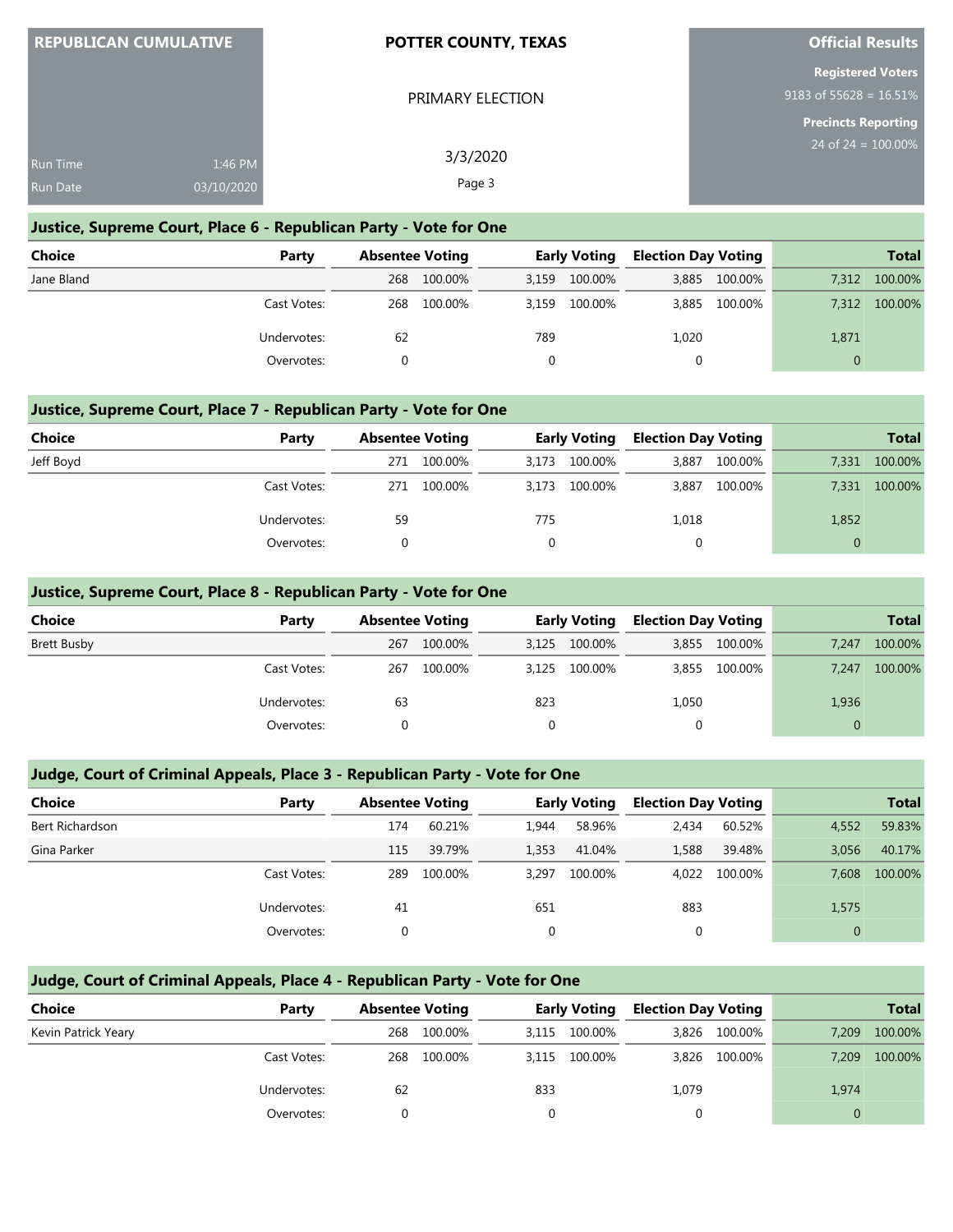REPUBLICAN CUMULATIVE

Run Time 1:46 PM
Run Date 03/10/2020

**POTTER COUNTY, TEXAS**

PRIMARY ELECTION

3/3/2020

**Official Results**

**Registered Voters**
9183 of 55628 = 16.51%

**Precincts Reporting**
24 of 24 = 100.00%

## Justice, Supreme Court, Place 6 - Republican Party - Vote for One

| Choice | Party | Absentee Voting | | Early Voting | | Election Day Voting | | Total | |
|---|---|---|---|---|---|---|---|---|---|
| Jane Bland | | 268 | 100.00% | 3,159 | 100.00% | 3,885 | 100.00% | 7,312 | 100.00% |
| | Cast Votes: | 268 | 100.00% | 3,159 | 100.00% | 3,885 | 100.00% | 7,312 | 100.00% |
| | Undervotes: | 62 | | 789 | | 1,020 | | 1,871 | |
| | Overvotes: | 0 | | 0 | | 0 | | 0 | |

## Justice, Supreme Court, Place 7 - Republican Party - Vote for One

| Choice | Party | Absentee Voting | | Early Voting | | Election Day Voting | | Total | |
|---|---|---|---|---|---|---|---|---|---|
| Jeff Boyd | | 271 | 100.00% | 3,173 | 100.00% | 3,887 | 100.00% | 7,331 | 100.00% |
| | Cast Votes: | 271 | 100.00% | 3,173 | 100.00% | 3,887 | 100.00% | 7,331 | 100.00% |
| | Undervotes: | 59 | | 775 | | 1,018 | | 1,852 | |
| | Overvotes: | 0 | | 0 | | 0 | | 0 | |

## Justice, Supreme Court, Place 8 - Republican Party - Vote for One

| Choice | Party | Absentee Voting | | Early Voting | | Election Day Voting | | Total | |
|---|---|---|---|---|---|---|---|---|---|
| Brett Busby | | 267 | 100.00% | 3,125 | 100.00% | 3,855 | 100.00% | 7,247 | 100.00% |
| | Cast Votes: | 267 | 100.00% | 3,125 | 100.00% | 3,855 | 100.00% | 7,247 | 100.00% |
| | Undervotes: | 63 | | 823 | | 1,050 | | 1,936 | |
| | Overvotes: | 0 | | 0 | | 0 | | 0 | |

## Judge, Court of Criminal Appeals, Place 3 - Republican Party - Vote for One

| Choice | Party | Absentee Voting | | Early Voting | | Election Day Voting | | Total | |
|---|---|---|---|---|---|---|---|---|---|
| Bert Richardson | | 174 | 60.21% | 1,944 | 58.96% | 2,434 | 60.52% | 4,552 | 59.83% |
| Gina Parker | | 115 | 39.79% | 1,353 | 41.04% | 1,588 | 39.48% | 3,056 | 40.17% |
| | Cast Votes: | 289 | 100.00% | 3,297 | 100.00% | 4,022 | 100.00% | 7,608 | 100.00% |
| | Undervotes: | 41 | | 651 | | 883 | | 1,575 | |
| | Overvotes: | 0 | | 0 | | 0 | | 0 | |

## Judge, Court of Criminal Appeals, Place 4 - Republican Party - Vote for One

| Choice | Party | Absentee Voting | | Early Voting | | Election Day Voting | | Total | |
|---|---|---|---|---|---|---|---|---|---|
| Kevin Patrick Yeary | | 268 | 100.00% | 3,115 | 100.00% | 3,826 | 100.00% | 7,209 | 100.00% |
| | Cast Votes: | 268 | 100.00% | 3,115 | 100.00% | 3,826 | 100.00% | 7,209 | 100.00% |
| | Undervotes: | 62 | | 833 | | 1,079 | | 1,974 | |
| | Overvotes: | 0 | | 0 | | 0 | | 0 | |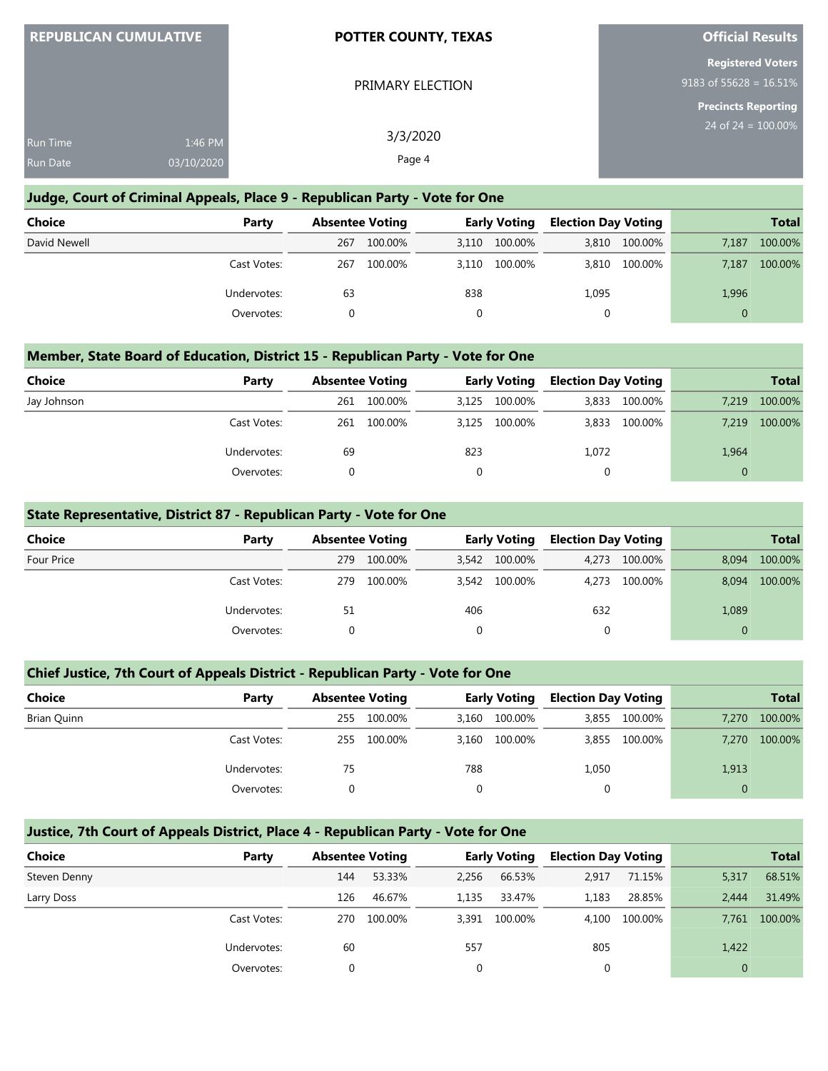REPUBLICAN CUMULATIVE

Run Time 1:46 PM
Run Date 03/10/2020

**POTTER COUNTY, TEXAS**

PRIMARY ELECTION

3/3/2020

**Official Results**

**Registered Voters**
9183 of 55628 = 16.51%

**Precincts Reporting**
24 of 24 = 100.00%

## Judge, Court of Criminal Appeals, Place 9 - Republican Party - Vote for One

| Choice | Party | Absentee Voting | | Early Voting | | Election Day Voting | | Total | |
|---|---|---|---|---|---|---|---|---|---|
| David Newell | | 267 | 100.00% | 3,110 | 100.00% | 3,810 | 100.00% | 7,187 | 100.00% |
| | Cast Votes: | 267 | 100.00% | 3,110 | 100.00% | 3,810 | 100.00% | 7,187 | 100.00% |
| | Undervotes: | 63 | | 838 | | 1,095 | | 1,996 | |
| | Overvotes: | 0 | | 0 | | 0 | | 0 | |

## Member, State Board of Education, District 15 - Republican Party - Vote for One

| Choice | Party | Absentee Voting | | Early Voting | | Election Day Voting | | Total | |
|---|---|---|---|---|---|---|---|---|---|
| Jay Johnson | | 261 | 100.00% | 3,125 | 100.00% | 3,833 | 100.00% | 7,219 | 100.00% |
| | Cast Votes: | 261 | 100.00% | 3,125 | 100.00% | 3,833 | 100.00% | 7,219 | 100.00% |
| | Undervotes: | 69 | | 823 | | 1,072 | | 1,964 | |
| | Overvotes: | 0 | | 0 | | 0 | | 0 | |

## State Representative, District 87 - Republican Party - Vote for One

| Choice | Party | Absentee Voting | | Early Voting | | Election Day Voting | | Total | |
|---|---|---|---|---|---|---|---|---|---|
| Four Price | | 279 | 100.00% | 3,542 | 100.00% | 4,273 | 100.00% | 8,094 | 100.00% |
| | Cast Votes: | 279 | 100.00% | 3,542 | 100.00% | 4,273 | 100.00% | 8,094 | 100.00% |
| | Undervotes: | 51 | | 406 | | 632 | | 1,089 | |
| | Overvotes: | 0 | | 0 | | 0 | | 0 | |

## Chief Justice, 7th Court of Appeals District - Republican Party - Vote for One

| Choice | Party | Absentee Voting | | Early Voting | | Election Day Voting | | Total | |
|---|---|---|---|---|---|---|---|---|---|
| Brian Quinn | | 255 | 100.00% | 3,160 | 100.00% | 3,855 | 100.00% | 7,270 | 100.00% |
| | Cast Votes: | 255 | 100.00% | 3,160 | 100.00% | 3,855 | 100.00% | 7,270 | 100.00% |
| | Undervotes: | 75 | | 788 | | 1,050 | | 1,913 | |
| | Overvotes: | 0 | | 0 | | 0 | | 0 | |

## Justice, 7th Court of Appeals District, Place 4 - Republican Party - Vote for One

| Choice | Party | Absentee Voting | | Early Voting | | Election Day Voting | | Total | |
|---|---|---|---|---|---|---|---|---|---|
| Steven Denny | | 144 | 53.33% | 2,256 | 66.53% | 2,917 | 71.15% | 5,317 | 68.51% |
| Larry Doss | | 126 | 46.67% | 1,135 | 33.47% | 1,183 | 28.85% | 2,444 | 31.49% |
| | Cast Votes: | 270 | 100.00% | 3,391 | 100.00% | 4,100 | 100.00% | 7,761 | 100.00% |
| | Undervotes: | 60 | | 557 | | 805 | | 1,422 | |
| | Overvotes: | 0 | | 0 | | 0 | | 0 | |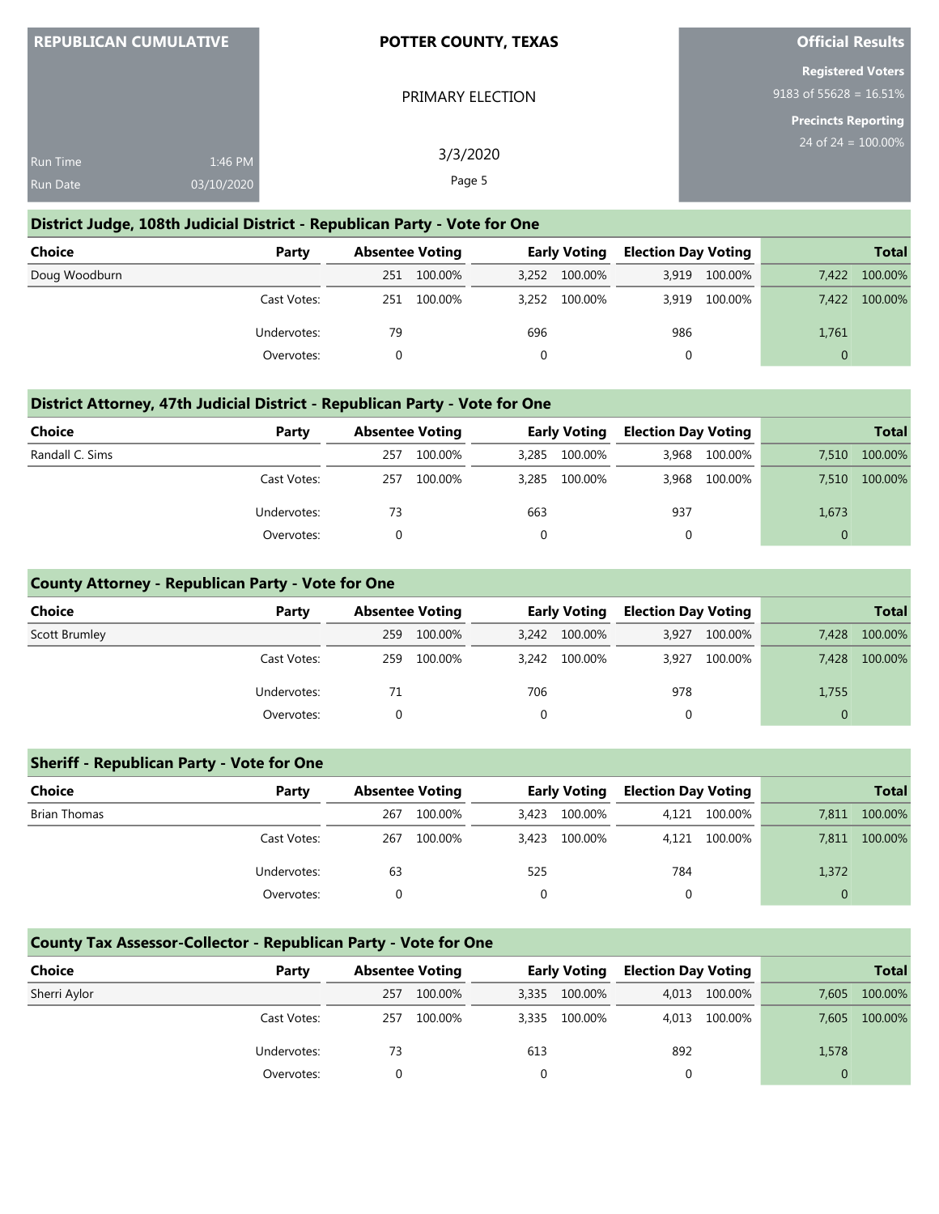**REPUBLICAN CUMULATIVE**

Run Time 1:46 PM
Run Date 03/10/2020

**POTTER COUNTY, TEXAS**

PRIMARY ELECTION

3/3/2020

**Official Results**

**Registered Voters**
9183 of 55628 = 16.51%

**Precincts Reporting**
24 of 24 = 100.00%

### District Judge, 108th Judicial District - Republican Party - Vote for One

| Choice | Party | Absentee Voting | | Early Voting | | Election Day Voting | | Total | |
|---|---|---|---|---|---|---|---|---|---|
| Doug Woodburn | | 251 | 100.00% | 3,252 | 100.00% | 3,919 | 100.00% | 7,422 | 100.00% |
| | Cast Votes: | 251 | 100.00% | 3,252 | 100.00% | 3,919 | 100.00% | 7,422 | 100.00% |
| | Undervotes: | 79 | | 696 | | 986 | | 1,761 | |
| | Overvotes: | 0 | | 0 | | 0 | | 0 | |

### District Attorney, 47th Judicial District - Republican Party - Vote for One

| Choice | Party | Absentee Voting | | Early Voting | | Election Day Voting | | Total | |
|---|---|---|---|---|---|---|---|---|---|
| Randall C. Sims | | 257 | 100.00% | 3,285 | 100.00% | 3,968 | 100.00% | 7,510 | 100.00% |
| | Cast Votes: | 257 | 100.00% | 3,285 | 100.00% | 3,968 | 100.00% | 7,510 | 100.00% |
| | Undervotes: | 73 | | 663 | | 937 | | 1,673 | |
| | Overvotes: | 0 | | 0 | | 0 | | 0 | |

### County Attorney - Republican Party - Vote for One

| Choice | Party | Absentee Voting | | Early Voting | | Election Day Voting | | Total | |
|---|---|---|---|---|---|---|---|---|---|
| Scott Brumley | | 259 | 100.00% | 3,242 | 100.00% | 3,927 | 100.00% | 7,428 | 100.00% |
| | Cast Votes: | 259 | 100.00% | 3,242 | 100.00% | 3,927 | 100.00% | 7,428 | 100.00% |
| | Undervotes: | 71 | | 706 | | 978 | | 1,755 | |
| | Overvotes: | 0 | | 0 | | 0 | | 0 | |

### Sheriff - Republican Party - Vote for One

| Choice | Party | Absentee Voting | | Early Voting | | Election Day Voting | | Total | |
|---|---|---|---|---|---|---|---|---|---|
| Brian Thomas | | 267 | 100.00% | 3,423 | 100.00% | 4,121 | 100.00% | 7,811 | 100.00% |
| | Cast Votes: | 267 | 100.00% | 3,423 | 100.00% | 4,121 | 100.00% | 7,811 | 100.00% |
| | Undervotes: | 63 | | 525 | | 784 | | 1,372 | |
| | Overvotes: | 0 | | 0 | | 0 | | 0 | |

### County Tax Assessor-Collector - Republican Party - Vote for One

| Choice | Party | Absentee Voting | | Early Voting | | Election Day Voting | | Total | |
|---|---|---|---|---|---|---|---|---|---|
| Sherri Aylor | | 257 | 100.00% | 3,335 | 100.00% | 4,013 | 100.00% | 7,605 | 100.00% |
| | Cast Votes: | 257 | 100.00% | 3,335 | 100.00% | 4,013 | 100.00% | 7,605 | 100.00% |
| | Undervotes: | 73 | | 613 | | 892 | | 1,578 | |
| | Overvotes: | 0 | | 0 | | 0 | | 0 | |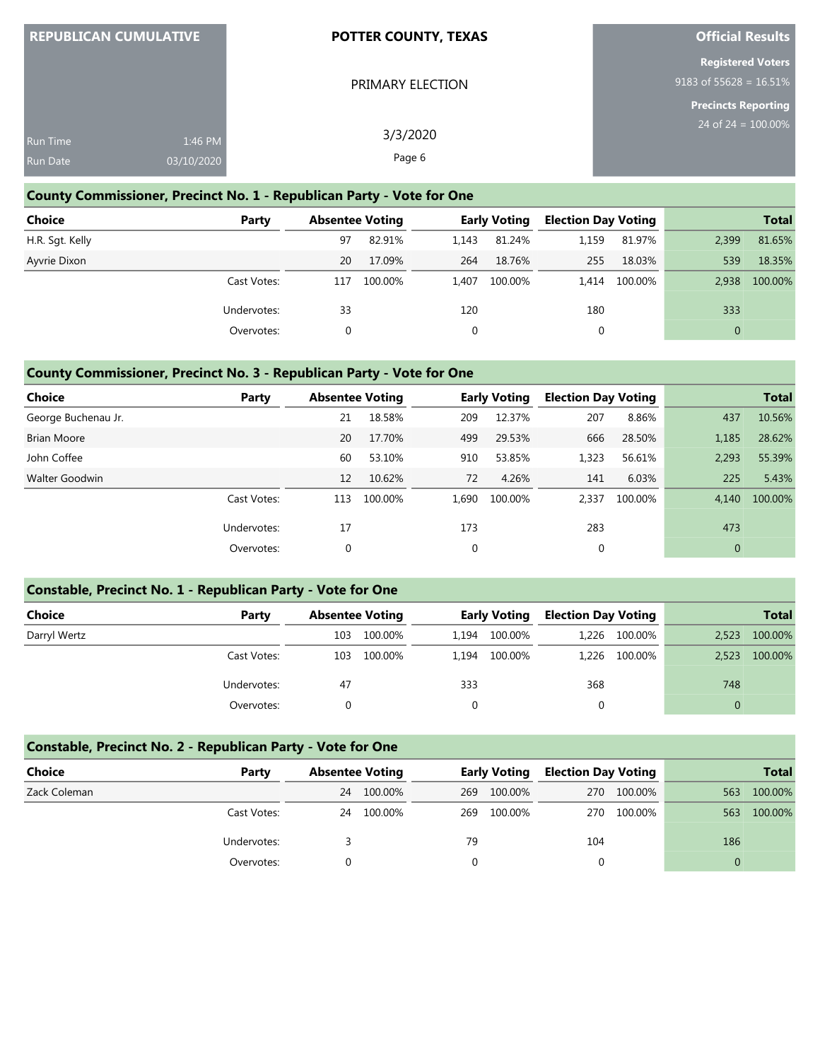**REPUBLICAN CUMULATIVE**

Run Time 1:46 PM
Run Date 03/10/2020

**POTTER COUNTY, TEXAS**

PRIMARY ELECTION

3/3/2020

**Official Results**

**Registered Voters**
9183 of 55628 = 16.51%

**Precincts Reporting**
24 of 24 = 100.00%

## County Commissioner, Precinct No. 1 - Republican Party - Vote for One

| Choice | Party | Absentee Voting | | Early Voting | | Election Day Voting | | Total | |
|---|---|---|---|---|---|---|---|---|---|
| H.R. Sgt. Kelly | | 97 | 82.91% | 1,143 | 81.24% | 1,159 | 81.97% | 2,399 | 81.65% |
| Ayvrie Dixon | | 20 | 17.09% | 264 | 18.76% | 255 | 18.03% | 539 | 18.35% |
| | Cast Votes: | 117 | 100.00% | 1,407 | 100.00% | 1,414 | 100.00% | 2,938 | 100.00% |
| | Undervotes: | 33 | | 120 | | 180 | | 333 | |
| | Overvotes: | 0 | | 0 | | 0 | | 0 | |

## County Commissioner, Precinct No. 3 - Republican Party - Vote for One

| Choice | Party | Absentee Voting | | Early Voting | | Election Day Voting | | Total | |
|---|---|---|---|---|---|---|---|---|---|
| George Buchenau Jr. | | 21 | 18.58% | 209 | 12.37% | 207 | 8.86% | 437 | 10.56% |
| Brian Moore | | 20 | 17.70% | 499 | 29.53% | 666 | 28.50% | 1,185 | 28.62% |
| John Coffee | | 60 | 53.10% | 910 | 53.85% | 1,323 | 56.61% | 2,293 | 55.39% |
| Walter Goodwin | | 12 | 10.62% | 72 | 4.26% | 141 | 6.03% | 225 | 5.43% |
| | Cast Votes: | 113 | 100.00% | 1,690 | 100.00% | 2,337 | 100.00% | 4,140 | 100.00% |
| | Undervotes: | 17 | | 173 | | 283 | | 473 | |
| | Overvotes: | 0 | | 0 | | 0 | | 0 | |

## Constable, Precinct No. 1 - Republican Party - Vote for One

| Choice | Party | Absentee Voting | | Early Voting | | Election Day Voting | | Total | |
|---|---|---|---|---|---|---|---|---|---|
| Darryl Wertz | | 103 | 100.00% | 1,194 | 100.00% | 1,226 | 100.00% | 2,523 | 100.00% |
| | Cast Votes: | 103 | 100.00% | 1,194 | 100.00% | 1,226 | 100.00% | 2,523 | 100.00% |
| | Undervotes: | 47 | | 333 | | 368 | | 748 | |
| | Overvotes: | 0 | | 0 | | 0 | | 0 | |

## Constable, Precinct No. 2 - Republican Party - Vote for One

| Choice | Party | Absentee Voting | | Early Voting | | Election Day Voting | | Total | |
|---|---|---|---|---|---|---|---|---|---|
| Zack Coleman | | 24 | 100.00% | 269 | 100.00% | 270 | 100.00% | 563 | 100.00% |
| | Cast Votes: | 24 | 100.00% | 269 | 100.00% | 270 | 100.00% | 563 | 100.00% |
| | Undervotes: | 3 | | 79 | | 104 | | 186 | |
| | Overvotes: | 0 | | 0 | | 0 | | 0 | |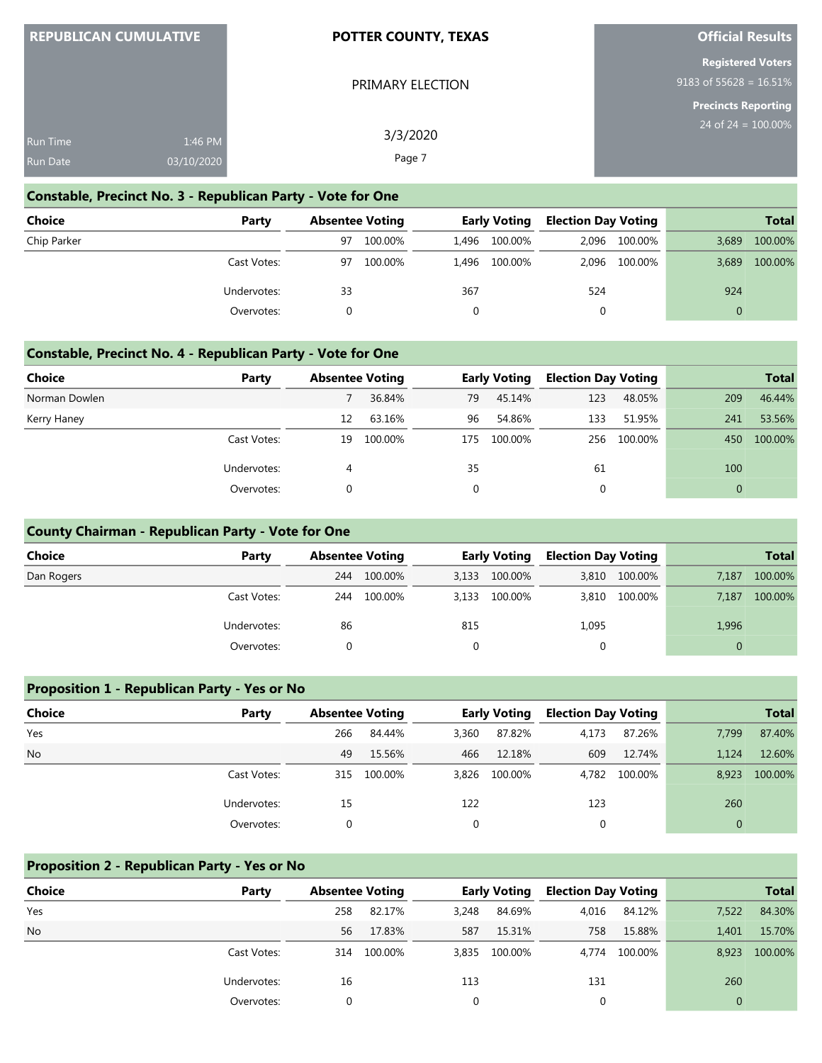**REPUBLICAN CUMULATIVE**

Run Time 1:46 PM
Run Date 03/10/2020

**POTTER COUNTY, TEXAS**

PRIMARY ELECTION

3/3/2020

**Official Results**

**Registered Voters**
9183 of 55628 = 16.51%

**Precincts Reporting**
24 of 24 = 100.00%

## Constable, Precinct No. 3 - Republican Party - Vote for One

| Choice | Party | Absentee Voting | | Early Voting | | Election Day Voting | | Total | |
|---|---|---|---|---|---|---|---|---|---|
| Chip Parker | | 97 | 100.00% | 1,496 | 100.00% | 2,096 | 100.00% | 3,689 | 100.00% |
| | Cast Votes: | 97 | 100.00% | 1,496 | 100.00% | 2,096 | 100.00% | 3,689 | 100.00% |
| | Undervotes: | 33 | | 367 | | 524 | | 924 | |
| | Overvotes: | 0 | | 0 | | 0 | | 0 | |

## Constable, Precinct No. 4 - Republican Party - Vote for One

| Choice | Party | Absentee Voting | | Early Voting | | Election Day Voting | | Total | |
|---|---|---|---|---|---|---|---|---|---|
| Norman Dowlen | | 7 | 36.84% | 79 | 45.14% | 123 | 48.05% | 209 | 46.44% |
| Kerry Haney | | 12 | 63.16% | 96 | 54.86% | 133 | 51.95% | 241 | 53.56% |
| | Cast Votes: | 19 | 100.00% | 175 | 100.00% | 256 | 100.00% | 450 | 100.00% |
| | Undervotes: | 4 | | 35 | | 61 | | 100 | |
| | Overvotes: | 0 | | 0 | | 0 | | 0 | |

## County Chairman - Republican Party - Vote for One

| Choice | Party | Absentee Voting | | Early Voting | | Election Day Voting | | Total | |
|---|---|---|---|---|---|---|---|---|---|
| Dan Rogers | | 244 | 100.00% | 3,133 | 100.00% | 3,810 | 100.00% | 7,187 | 100.00% |
| | Cast Votes: | 244 | 100.00% | 3,133 | 100.00% | 3,810 | 100.00% | 7,187 | 100.00% |
| | Undervotes: | 86 | | 815 | | 1,095 | | 1,996 | |
| | Overvotes: | 0 | | 0 | | 0 | | 0 | |

## Proposition 1 - Republican Party - Yes or No

| Choice | Party | Absentee Voting | | Early Voting | | Election Day Voting | | Total | |
|---|---|---|---|---|---|---|---|---|---|
| Yes | | 266 | 84.44% | 3,360 | 87.82% | 4,173 | 87.26% | 7,799 | 87.40% |
| No | | 49 | 15.56% | 466 | 12.18% | 609 | 12.74% | 1,124 | 12.60% |
| | Cast Votes: | 315 | 100.00% | 3,826 | 100.00% | 4,782 | 100.00% | 8,923 | 100.00% |
| | Undervotes: | 15 | | 122 | | 123 | | 260 | |
| | Overvotes: | 0 | | 0 | | 0 | | 0 | |

## Proposition 2 - Republican Party - Yes or No

| Choice | Party | Absentee Voting | | Early Voting | | Election Day Voting | | Total | |
|---|---|---|---|---|---|---|---|---|---|
| Yes | | 258 | 82.17% | 3,248 | 84.69% | 4,016 | 84.12% | 7,522 | 84.30% |
| No | | 56 | 17.83% | 587 | 15.31% | 758 | 15.88% | 1,401 | 15.70% |
| | Cast Votes: | 314 | 100.00% | 3,835 | 100.00% | 4,774 | 100.00% | 8,923 | 100.00% |
| | Undervotes: | 16 | | 113 | | 131 | | 260 | |
| | Overvotes: | 0 | | 0 | | 0 | | 0 | |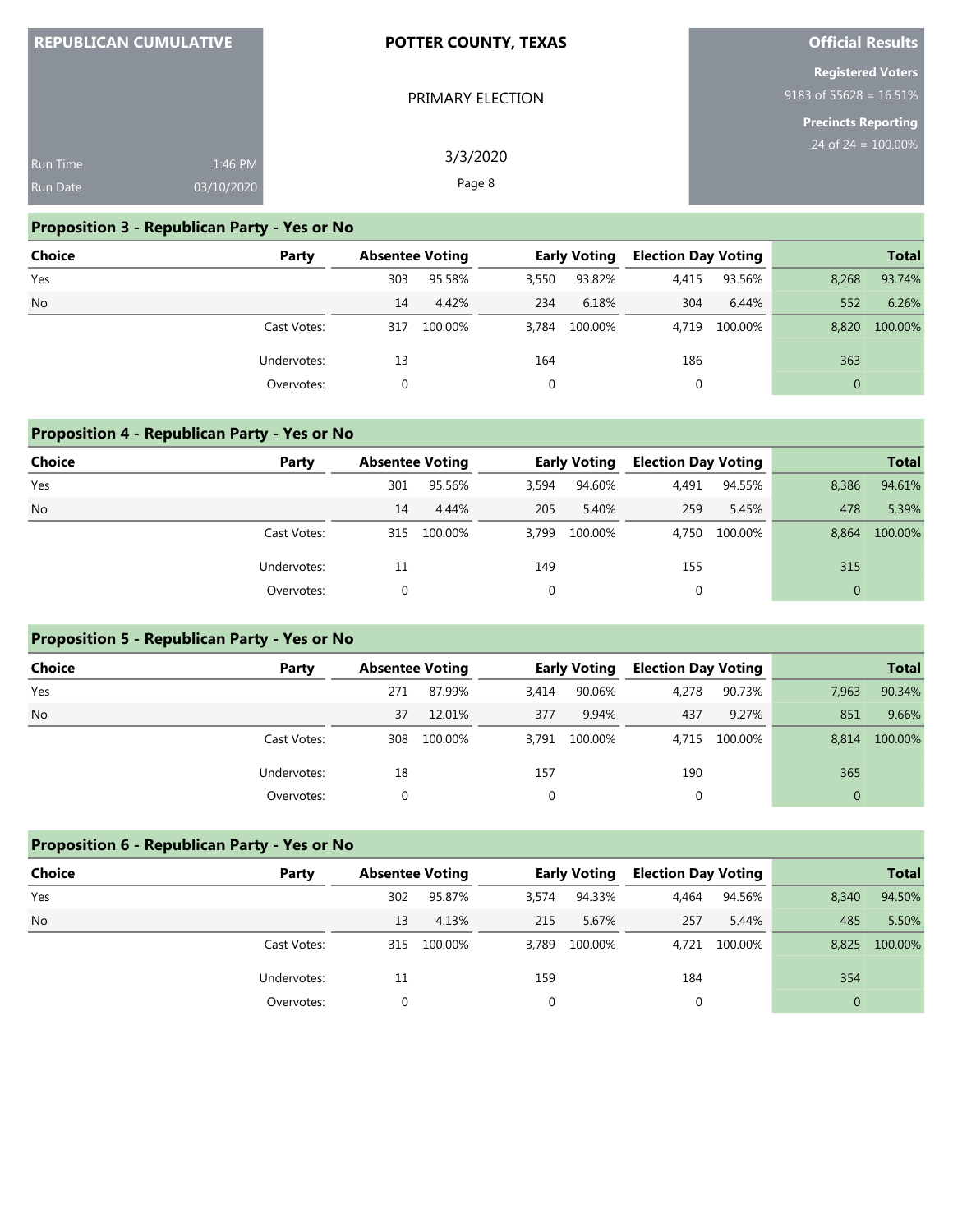| REPUBLICAN CUMULATIVE | | POTTER COUNTY, TEXAS | Official Results |
|---|---|---|---|
| | | PRIMARY ELECTION | Registered Voters |
| | | | 9183 of 55628 = 16.51% |
| Run Time | 1:46 PM | 3/3/2020 | Precincts Reporting |
| Run Date | 03/10/2020 | | 24 of 24 = 100.00% |

## Proposition 3 - Republican Party - Yes or No

| Choice | Party | Absentee Voting | | Early Voting | | Election Day Voting | | Total | |
|---|---|---|---|---|---|---|---|---|---|
| Yes | | 303 | 95.58% | 3,550 | 93.82% | 4,415 | 93.56% | 8,268 | 93.74% |
| No | | 14 | 4.42% | 234 | 6.18% | 304 | 6.44% | 552 | 6.26% |
| | Cast Votes: | 317 | 100.00% | 3,784 | 100.00% | 4,719 | 100.00% | 8,820 | 100.00% |
| | Undervotes: | 13 | | 164 | | 186 | | 363 | |
| | Overvotes: | 0 | | 0 | | 0 | | 0 | |

## Proposition 4 - Republican Party - Yes or No

| Choice | Party | Absentee Voting | | Early Voting | | Election Day Voting | | Total | |
|---|---|---|---|---|---|---|---|---|---|
| Yes | | 301 | 95.56% | 3,594 | 94.60% | 4,491 | 94.55% | 8,386 | 94.61% |
| No | | 14 | 4.44% | 205 | 5.40% | 259 | 5.45% | 478 | 5.39% |
| | Cast Votes: | 315 | 100.00% | 3,799 | 100.00% | 4,750 | 100.00% | 8,864 | 100.00% |
| | Undervotes: | 11 | | 149 | | 155 | | 315 | |
| | Overvotes: | 0 | | 0 | | 0 | | 0 | |

## Proposition 5 - Republican Party - Yes or No

| Choice | Party | Absentee Voting | | Early Voting | | Election Day Voting | | Total | |
|---|---|---|---|---|---|---|---|---|---|
| Yes | | 271 | 87.99% | 3,414 | 90.06% | 4,278 | 90.73% | 7,963 | 90.34% |
| No | | 37 | 12.01% | 377 | 9.94% | 437 | 9.27% | 851 | 9.66% |
| | Cast Votes: | 308 | 100.00% | 3,791 | 100.00% | 4,715 | 100.00% | 8,814 | 100.00% |
| | Undervotes: | 18 | | 157 | | 190 | | 365 | |
| | Overvotes: | 0 | | 0 | | 0 | | 0 | |

## Proposition 6 - Republican Party - Yes or No

| Choice | Party | Absentee Voting | | Early Voting | | Election Day Voting | | Total | |
|---|---|---|---|---|---|---|---|---|---|
| Yes | | 302 | 95.87% | 3,574 | 94.33% | 4,464 | 94.56% | 8,340 | 94.50% |
| No | | 13 | 4.13% | 215 | 5.67% | 257 | 5.44% | 485 | 5.50% |
| | Cast Votes: | 315 | 100.00% | 3,789 | 100.00% | 4,721 | 100.00% | 8,825 | 100.00% |
| | Undervotes: | 11 | | 159 | | 184 | | 354 | |
| | Overvotes: | 0 | | 0 | | 0 | | 0 | |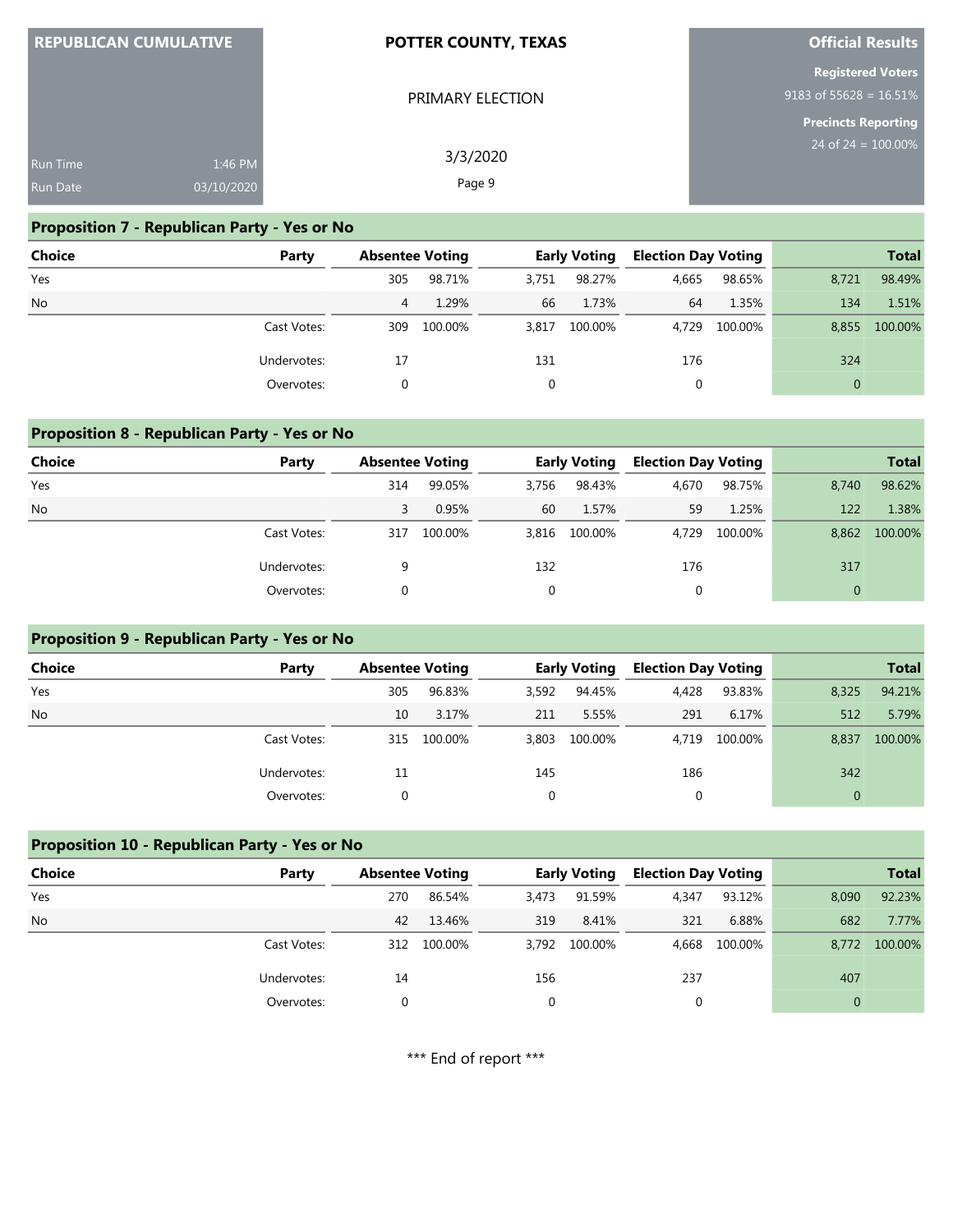| REPUBLICAN CUMULATIVE | POTTER COUNTY, TEXAS | Official Results |
|---|---|---|
| Run Time 1:46 PM | PRIMARY ELECTION | Registered Voters 9183 of 55628 = 16.51% |
| Run Date 03/10/2020 | 3/3/2020 | Precincts Reporting 24 of 24 = 100.00% |

## Proposition 7 - Republican Party - Yes or No

| Choice | Party | Absentee Voting | | Early Voting | | Election Day Voting | | Total | |
|---|---|---|---|---|---|---|---|---|---|
| Yes | | 305 | 98.71% | 3,751 | 98.27% | 4,665 | 98.65% | 8,721 | 98.49% |
| No | | 4 | 1.29% | 66 | 1.73% | 64 | 1.35% | 134 | 1.51% |
| | Cast Votes: | 309 | 100.00% | 3,817 | 100.00% | 4,729 | 100.00% | 8,855 | 100.00% |
| | Undervotes: | 17 | | 131 | | 176 | | 324 | |
| | Overvotes: | 0 | | 0 | | 0 | | 0 | |

## Proposition 8 - Republican Party - Yes or No

| Choice | Party | Absentee Voting | | Early Voting | | Election Day Voting | | Total | |
|---|---|---|---|---|---|---|---|---|---|
| Yes | | 314 | 99.05% | 3,756 | 98.43% | 4,670 | 98.75% | 8,740 | 98.62% |
| No | | 3 | 0.95% | 60 | 1.57% | 59 | 1.25% | 122 | 1.38% |
| | Cast Votes: | 317 | 100.00% | 3,816 | 100.00% | 4,729 | 100.00% | 8,862 | 100.00% |
| | Undervotes: | 9 | | 132 | | 176 | | 317 | |
| | Overvotes: | 0 | | 0 | | 0 | | 0 | |

## Proposition 9 - Republican Party - Yes or No

| Choice | Party | Absentee Voting | | Early Voting | | Election Day Voting | | Total | |
|---|---|---|---|---|---|---|---|---|---|
| Yes | | 305 | 96.83% | 3,592 | 94.45% | 4,428 | 93.83% | 8,325 | 94.21% |
| No | | 10 | 3.17% | 211 | 5.55% | 291 | 6.17% | 512 | 5.79% |
| | Cast Votes: | 315 | 100.00% | 3,803 | 100.00% | 4,719 | 100.00% | 8,837 | 100.00% |
| | Undervotes: | 11 | | 145 | | 186 | | 342 | |
| | Overvotes: | 0 | | 0 | | 0 | | 0 | |

## Proposition 10 - Republican Party - Yes or No

| Choice | Party | Absentee Voting | | Early Voting | | Election Day Voting | | Total | |
|---|---|---|---|---|---|---|---|---|---|
| Yes | | 270 | 86.54% | 3,473 | 91.59% | 4,347 | 93.12% | 8,090 | 92.23% |
| No | | 42 | 13.46% | 319 | 8.41% | 321 | 6.88% | 682 | 7.77% |
| | Cast Votes: | 312 | 100.00% | 3,792 | 100.00% | 4,668 | 100.00% | 8,772 | 100.00% |
| | Undervotes: | 14 | | 156 | | 237 | | 407 | |
| | Overvotes: | 0 | | 0 | | 0 | | 0 | |

*** End of report ***